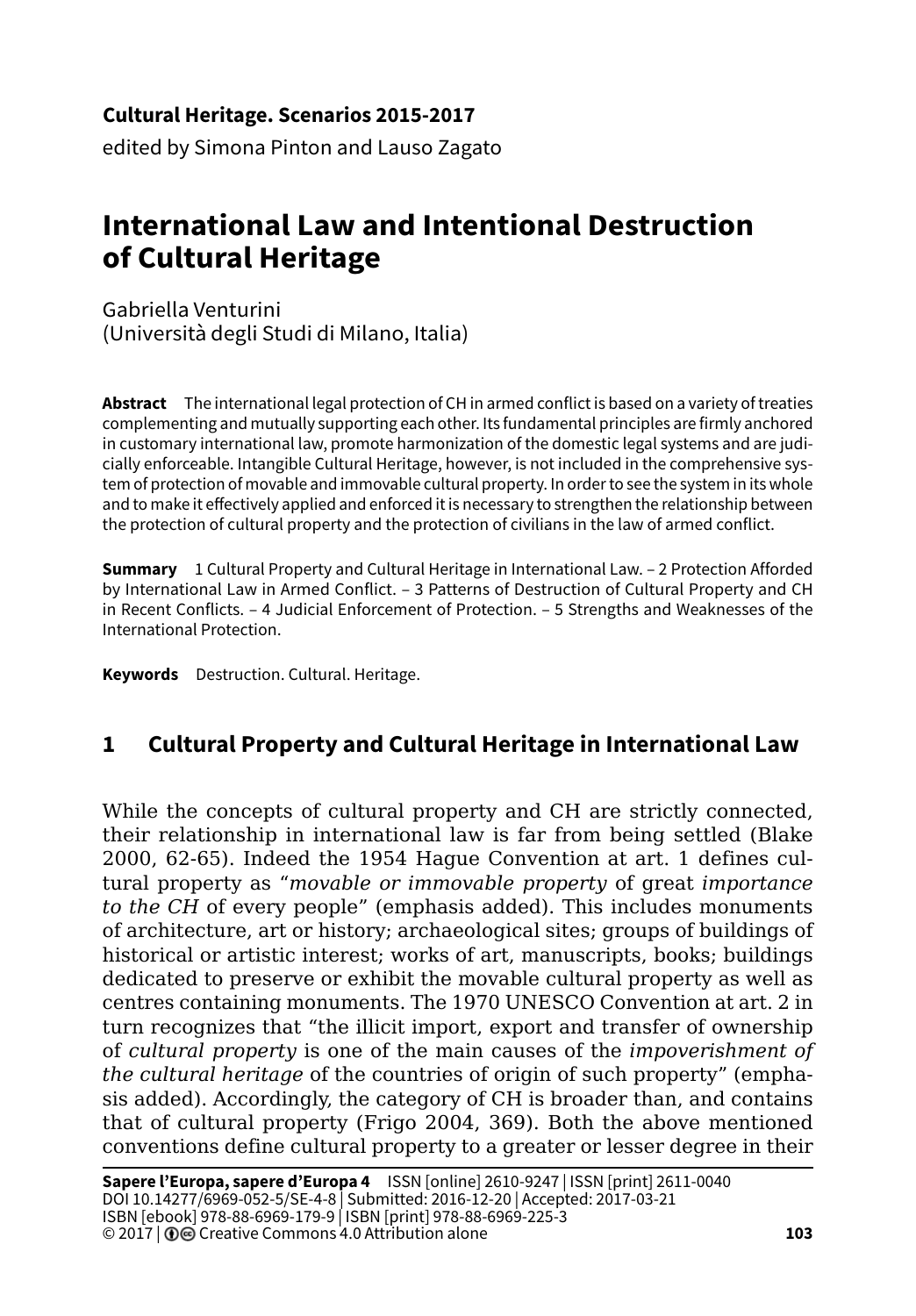**Cultural Heritage. Scenarios 2015-2017**
edited by Simona Pinton and Lauso Zagato

# International Law and Intentional Destruction of Cultural Heritage

Gabriella Venturini
(Università degli Studi di Milano, Italia)

**Abstract** The international legal protection of CH in armed conflict is based on a variety of treaties complementing and mutually supporting each other. Its fundamental principles are firmly anchored in customary international law, promote harmonization of the domestic legal systems and are judicially enforceable. Intangible Cultural Heritage, however, is not included in the comprehensive system of protection of movable and immovable cultural property. In order to see the system in its whole and to make it effectively applied and enforced it is necessary to strengthen the relationship between the protection of cultural property and the protection of civilians in the law of armed conflict.

**Summary** 1 Cultural Property and Cultural Heritage in International Law. – 2 Protection Afforded by International Law in Armed Conflict. – 3 Patterns of Destruction of Cultural Property and CH in Recent Conflicts. – 4 Judicial Enforcement of Protection. – 5 Strengths and Weaknesses of the International Protection.

**Keywords** Destruction. Cultural. Heritage.

## 1 Cultural Property and Cultural Heritage in International Law

While the concepts of cultural property and CH are strictly connected, their relationship in international law is far from being settled (Blake 2000, 62-65). Indeed the 1954 Hague Convention at art. 1 defines cultural property as "*movable or immovable property* of great *importance to the CH* of every people" (emphasis added). This includes monuments of architecture, art or history; archaeological sites; groups of buildings of historical or artistic interest; works of art, manuscripts, books; buildings dedicated to preserve or exhibit the movable cultural property as well as centres containing monuments. The 1970 UNESCO Convention at art. 2 in turn recognizes that "the illicit import, export and transfer of ownership of *cultural property* is one of the main causes of the *impoverishment of the cultural heritage* of the countries of origin of such property" (emphasis added). Accordingly, the category of CH is broader than, and contains that of cultural property (Frigo 2004, 369). Both the above mentioned conventions define cultural property to a greater or lesser degree in their

**Sapere l'Europa, sapere d'Europa 4** ISSN [online] 2610-9247 | ISSN [print] 2611-0040
DOI 10.14277/6969-052-5/SE-4-8 | Submitted: 2016-12-20 | Accepted: 2017-03-21
ISBN [ebook] 978-88-6969-179-9 | ISBN [print] 978-88-6969-225-3
© 2017 | Creative Commons 4.0 Attribution alone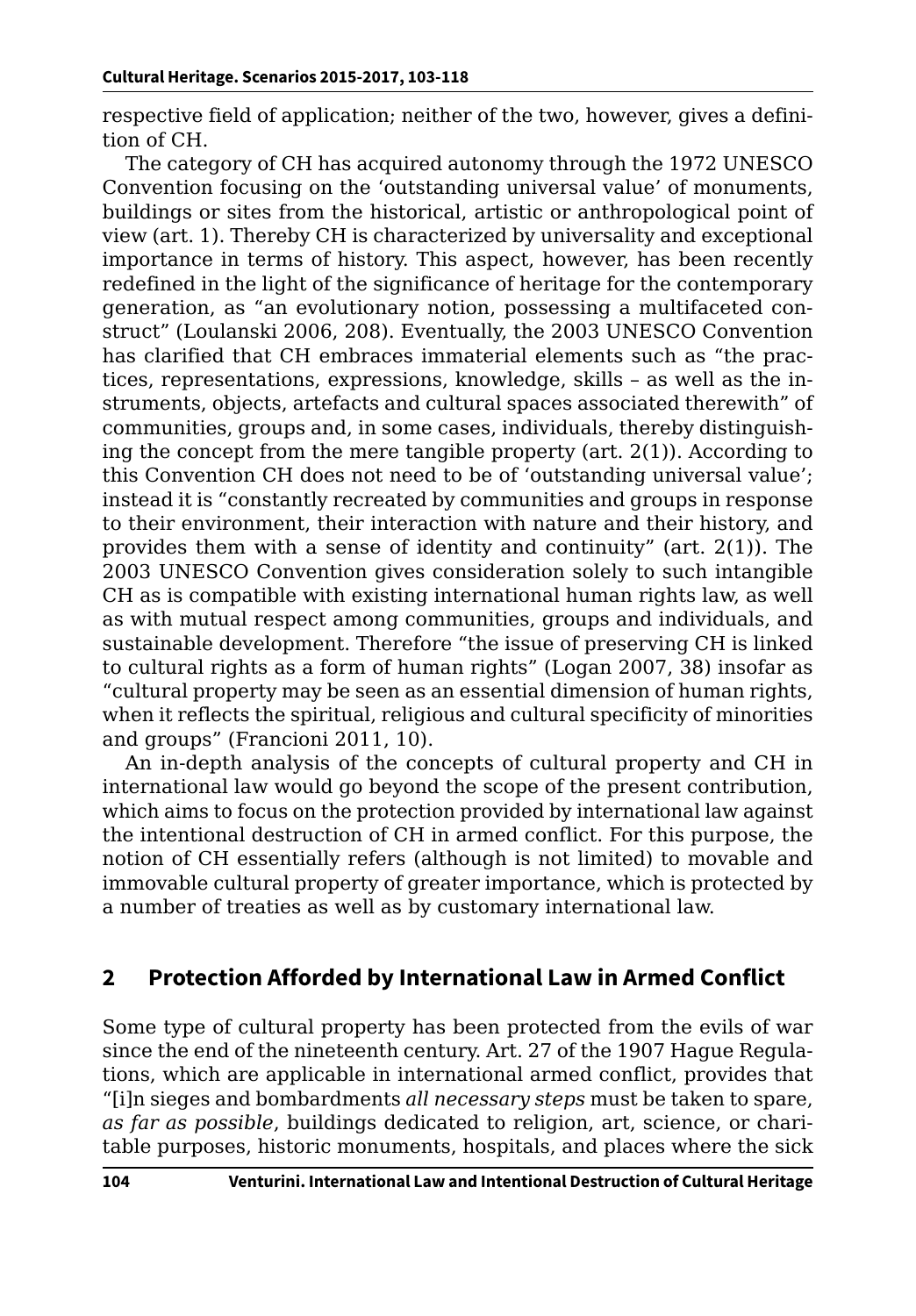respective field of application; neither of the two, however, gives a definition of CH.

The category of CH has acquired autonomy through the 1972 UNESCO Convention focusing on the 'outstanding universal value' of monuments, buildings or sites from the historical, artistic or anthropological point of view (art. 1). Thereby CH is characterized by universality and exceptional importance in terms of history. This aspect, however, has been recently redefined in the light of the significance of heritage for the contemporary generation, as "an evolutionary notion, possessing a multifaceted construct" (Loulanski 2006, 208). Eventually, the 2003 UNESCO Convention has clarified that CH embraces immaterial elements such as "the practices, representations, expressions, knowledge, skills – as well as the instruments, objects, artefacts and cultural spaces associated therewith" of communities, groups and, in some cases, individuals, thereby distinguishing the concept from the mere tangible property (art. 2(1)). According to this Convention CH does not need to be of 'outstanding universal value'; instead it is "constantly recreated by communities and groups in response to their environment, their interaction with nature and their history, and provides them with a sense of identity and continuity" (art. 2(1)). The 2003 UNESCO Convention gives consideration solely to such intangible CH as is compatible with existing international human rights law, as well as with mutual respect among communities, groups and individuals, and sustainable development. Therefore "the issue of preserving CH is linked to cultural rights as a form of human rights" (Logan 2007, 38) insofar as "cultural property may be seen as an essential dimension of human rights, when it reflects the spiritual, religious and cultural specificity of minorities and groups" (Francioni 2011, 10).

An in-depth analysis of the concepts of cultural property and CH in international law would go beyond the scope of the present contribution, which aims to focus on the protection provided by international law against the intentional destruction of CH in armed conflict. For this purpose, the notion of CH essentially refers (although is not limited) to movable and immovable cultural property of greater importance, which is protected by a number of treaties as well as by customary international law.

## 2 Protection Afforded by International Law in Armed Conflict

Some type of cultural property has been protected from the evils of war since the end of the nineteenth century. Art. 27 of the 1907 Hague Regulations, which are applicable in international armed conflict, provides that "[i]n sieges and bombardments *all necessary steps* must be taken to spare, *as far as possible*, buildings dedicated to religion, art, science, or charitable purposes, historic monuments, hospitals, and places where the sick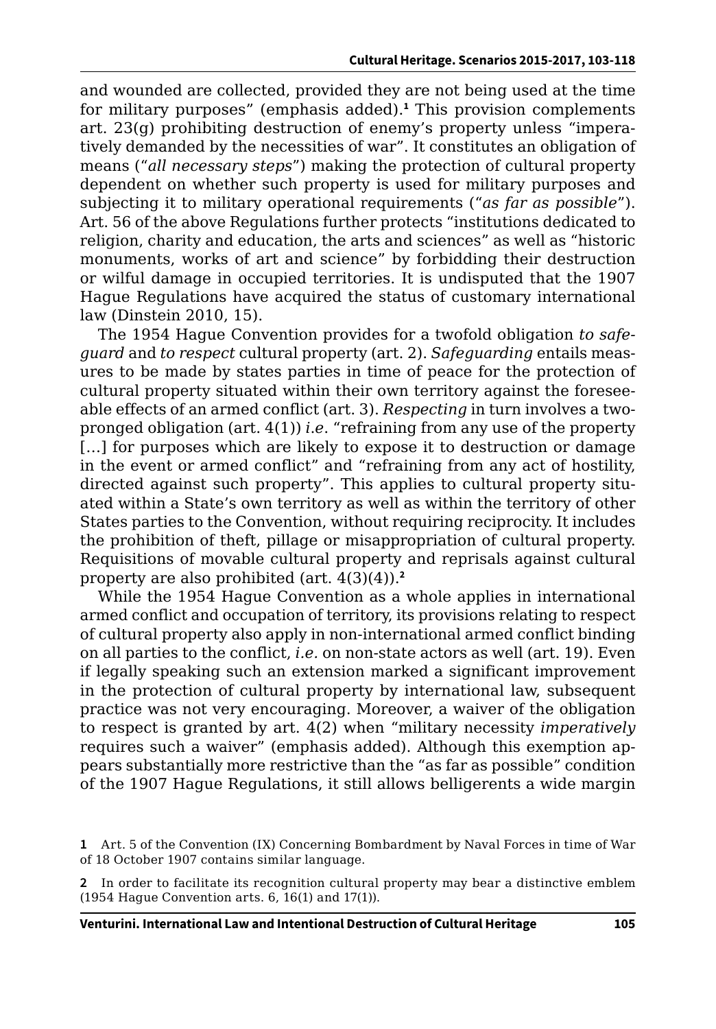and wounded are collected, provided they are not being used at the time for military purposes" (emphasis added).[1] This provision complements art. 23(g) prohibiting destruction of enemy's property unless "imperatively demanded by the necessities of war". It constitutes an obligation of means ("*all necessary steps*") making the protection of cultural property dependent on whether such property is used for military purposes and subjecting it to military operational requirements ("*as far as possible*"). Art. 56 of the above Regulations further protects "institutions dedicated to religion, charity and education, the arts and sciences" as well as "historic monuments, works of art and science" by forbidding their destruction or wilful damage in occupied territories. It is undisputed that the 1907 Hague Regulations have acquired the status of customary international law (Dinstein 2010, 15).

The 1954 Hague Convention provides for a twofold obligation *to safeguard* and *to respect* cultural property (art. 2). *Safeguarding* entails measures to be made by states parties in time of peace for the protection of cultural property situated within their own territory against the foreseeable effects of an armed conflict (art. 3). *Respecting* in turn involves a two-pronged obligation (art. 4(1)) *i.e.* "refraining from any use of the property [...] for purposes which are likely to expose it to destruction or damage in the event or armed conflict" and "refraining from any act of hostility, directed against such property". This applies to cultural property situated within a State's own territory as well as within the territory of other States parties to the Convention, without requiring reciprocity. It includes the prohibition of theft, pillage or misappropriation of cultural property. Requisitions of movable cultural property and reprisals against cultural property are also prohibited (art. 4(3)(4)).[2]

While the 1954 Hague Convention as a whole applies in international armed conflict and occupation of territory, its provisions relating to respect of cultural property also apply in non-international armed conflict binding on all parties to the conflict, *i.e.* on non-state actors as well (art. 19). Even if legally speaking such an extension marked a significant improvement in the protection of cultural property by international law, subsequent practice was not very encouraging. Moreover, a waiver of the obligation to respect is granted by art. 4(2) when "military necessity *imperatively* requires such a waiver" (emphasis added). Although this exemption appears substantially more restrictive than the "as far as possible" condition of the 1907 Hague Regulations, it still allows belligerents a wide margin

**1** Art. 5 of the Convention (IX) Concerning Bombardment by Naval Forces in time of War of 18 October 1907 contains similar language.

**2** In order to facilitate its recognition cultural property may bear a distinctive emblem (1954 Hague Convention arts. 6, 16(1) and 17(1)).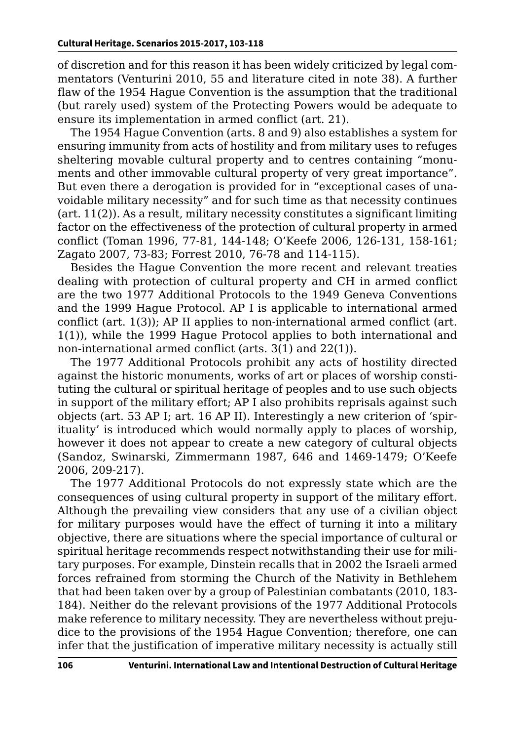of discretion and for this reason it has been widely criticized by legal commentators (Venturini 2010, 55 and literature cited in note 38). A further flaw of the 1954 Hague Convention is the assumption that the traditional (but rarely used) system of the Protecting Powers would be adequate to ensure its implementation in armed conflict (art. 21).

The 1954 Hague Convention (arts. 8 and 9) also establishes a system for ensuring immunity from acts of hostility and from military uses to refuges sheltering movable cultural property and to centres containing "monuments and other immovable cultural property of very great importance". But even there a derogation is provided for in "exceptional cases of unavoidable military necessity" and for such time as that necessity continues (art. 11(2)). As a result, military necessity constitutes a significant limiting factor on the effectiveness of the protection of cultural property in armed conflict (Toman 1996, 77-81, 144-148; O'Keefe 2006, 126-131, 158-161; Zagato 2007, 73-83; Forrest 2010, 76-78 and 114-115).

Besides the Hague Convention the more recent and relevant treaties dealing with protection of cultural property and CH in armed conflict are the two 1977 Additional Protocols to the 1949 Geneva Conventions and the 1999 Hague Protocol. AP I is applicable to international armed conflict (art. 1(3)); AP II applies to non-international armed conflict (art. 1(1)), while the 1999 Hague Protocol applies to both international and non-international armed conflict (arts. 3(1) and 22(1)).

The 1977 Additional Protocols prohibit any acts of hostility directed against the historic monuments, works of art or places of worship constituting the cultural or spiritual heritage of peoples and to use such objects in support of the military effort; AP I also prohibits reprisals against such objects (art. 53 AP I; art. 16 AP II). Interestingly a new criterion of 'spirituality' is introduced which would normally apply to places of worship, however it does not appear to create a new category of cultural objects (Sandoz, Swinarski, Zimmermann 1987, 646 and 1469-1479; O'Keefe 2006, 209-217).

The 1977 Additional Protocols do not expressly state which are the consequences of using cultural property in support of the military effort. Although the prevailing view considers that any use of a civilian object for military purposes would have the effect of turning it into a military objective, there are situations where the special importance of cultural or spiritual heritage recommends respect notwithstanding their use for military purposes. For example, Dinstein recalls that in 2002 the Israeli armed forces refrained from storming the Church of the Nativity in Bethlehem that had been taken over by a group of Palestinian combatants (2010, 183-184). Neither do the relevant provisions of the 1977 Additional Protocols make reference to military necessity. They are nevertheless without prejudice to the provisions of the 1954 Hague Convention; therefore, one can infer that the justification of imperative military necessity is actually still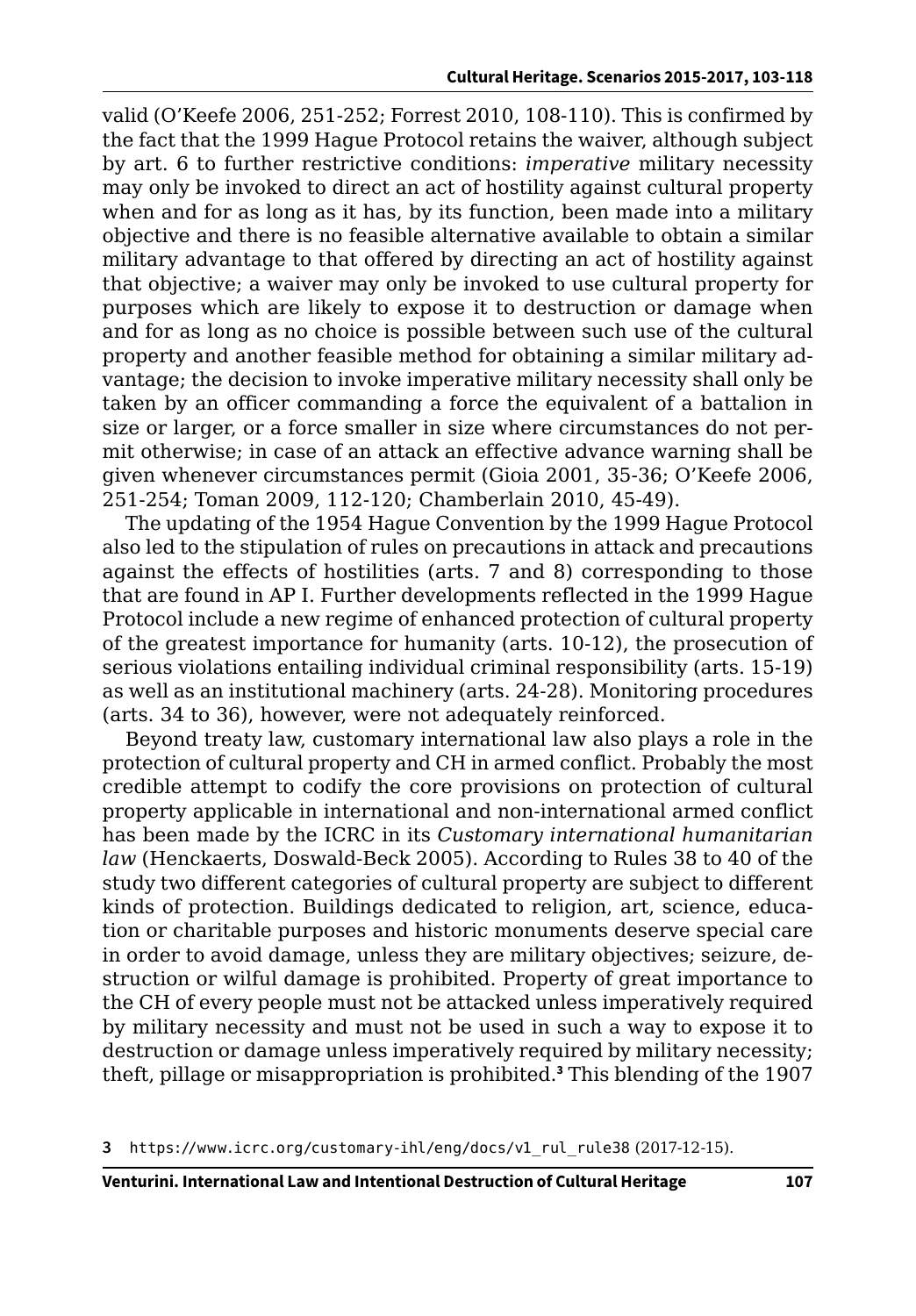valid (O'Keefe 2006, 251-252; Forrest 2010, 108-110). This is confirmed by the fact that the 1999 Hague Protocol retains the waiver, although subject by art. 6 to further restrictive conditions: *imperative* military necessity may only be invoked to direct an act of hostility against cultural property when and for as long as it has, by its function, been made into a military objective and there is no feasible alternative available to obtain a similar military advantage to that offered by directing an act of hostility against that objective; a waiver may only be invoked to use cultural property for purposes which are likely to expose it to destruction or damage when and for as long as no choice is possible between such use of the cultural property and another feasible method for obtaining a similar military advantage; the decision to invoke imperative military necessity shall only be taken by an officer commanding a force the equivalent of a battalion in size or larger, or a force smaller in size where circumstances do not permit otherwise; in case of an attack an effective advance warning shall be given whenever circumstances permit (Gioia 2001, 35-36; O'Keefe 2006, 251-254; Toman 2009, 112-120; Chamberlain 2010, 45-49).

The updating of the 1954 Hague Convention by the 1999 Hague Protocol also led to the stipulation of rules on precautions in attack and precautions against the effects of hostilities (arts. 7 and 8) corresponding to those that are found in AP I. Further developments reflected in the 1999 Hague Protocol include a new regime of enhanced protection of cultural property of the greatest importance for humanity (arts. 10-12), the prosecution of serious violations entailing individual criminal responsibility (arts. 15-19) as well as an institutional machinery (arts. 24-28). Monitoring procedures (arts. 34 to 36), however, were not adequately reinforced.

Beyond treaty law, customary international law also plays a role in the protection of cultural property and CH in armed conflict. Probably the most credible attempt to codify the core provisions on protection of cultural property applicable in international and non-international armed conflict has been made by the ICRC in its *Customary international humanitarian law* (Henckaerts, Doswald-Beck 2005). According to Rules 38 to 40 of the study two different categories of cultural property are subject to different kinds of protection. Buildings dedicated to religion, art, science, education or charitable purposes and historic monuments deserve special care in order to avoid damage, unless they are military objectives; seizure, destruction or wilful damage is prohibited. Property of great importance to the CH of every people must not be attacked unless imperatively required by military necessity and must not be used in such a way to expose it to destruction or damage unless imperatively required by military necessity; theft, pillage or misappropriation is prohibited.[3] This blending of the 1907

3 https://www.icrc.org/customary-ihl/eng/docs/v1_rul_rule38 (2017-12-15).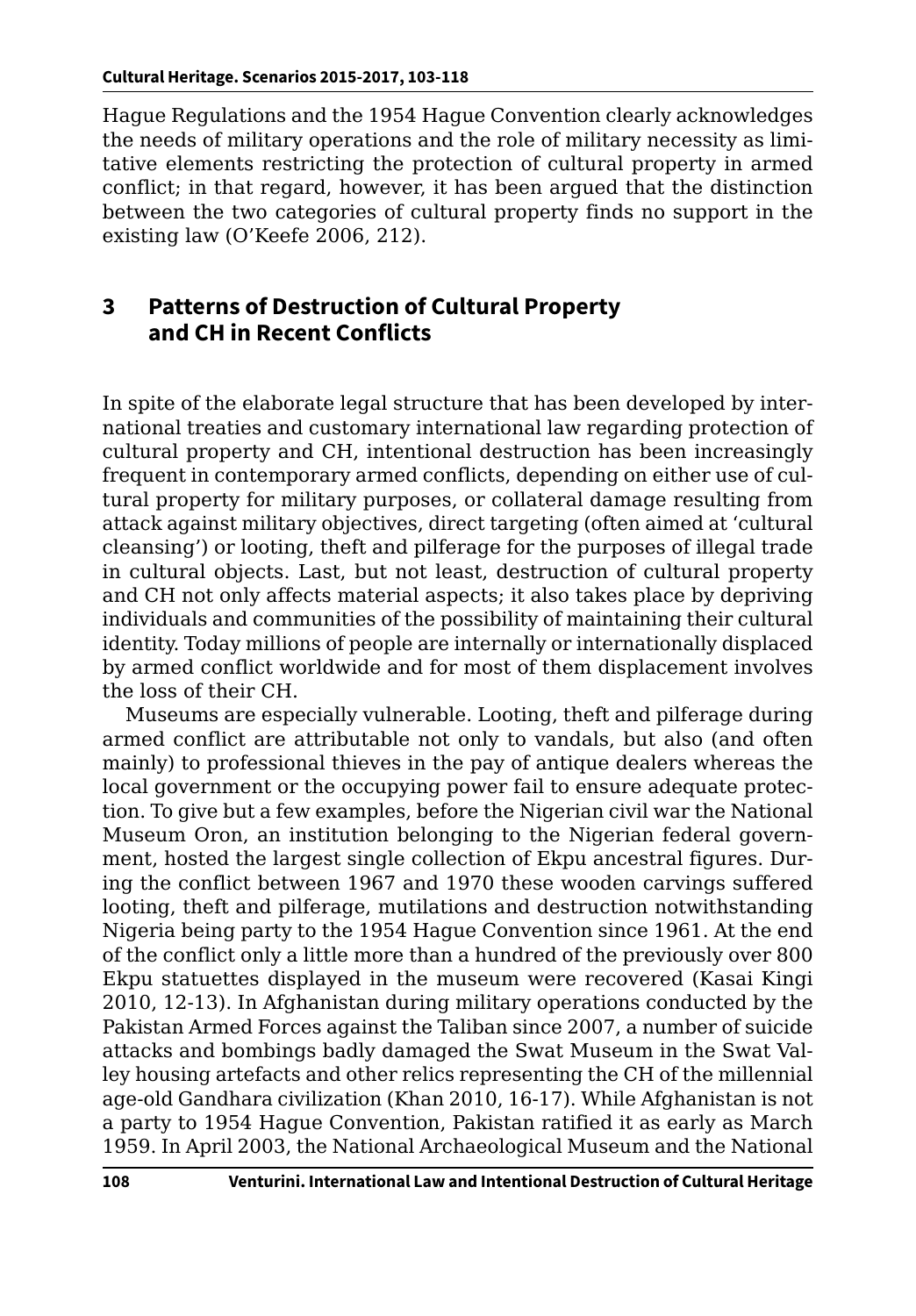Hague Regulations and the 1954 Hague Convention clearly acknowledges the needs of military operations and the role of military necessity as limitative elements restricting the protection of cultural property in armed conflict; in that regard, however, it has been argued that the distinction between the two categories of cultural property finds no support in the existing law (O'Keefe 2006, 212).

## 3 Patterns of Destruction of Cultural Property and CH in Recent Conflicts

In spite of the elaborate legal structure that has been developed by international treaties and customary international law regarding protection of cultural property and CH, intentional destruction has been increasingly frequent in contemporary armed conflicts, depending on either use of cultural property for military purposes, or collateral damage resulting from attack against military objectives, direct targeting (often aimed at 'cultural cleansing') or looting, theft and pilferage for the purposes of illegal trade in cultural objects. Last, but not least, destruction of cultural property and CH not only affects material aspects; it also takes place by depriving individuals and communities of the possibility of maintaining their cultural identity. Today millions of people are internally or internationally displaced by armed conflict worldwide and for most of them displacement involves the loss of their CH.

Museums are especially vulnerable. Looting, theft and pilferage during armed conflict are attributable not only to vandals, but also (and often mainly) to professional thieves in the pay of antique dealers whereas the local government or the occupying power fail to ensure adequate protection. To give but a few examples, before the Nigerian civil war the National Museum Oron, an institution belonging to the Nigerian federal government, hosted the largest single collection of Ekpu ancestral figures. During the conflict between 1967 and 1970 these wooden carvings suffered looting, theft and pilferage, mutilations and destruction notwithstanding Nigeria being party to the 1954 Hague Convention since 1961. At the end of the conflict only a little more than a hundred of the previously over 800 Ekpu statuettes displayed in the museum were recovered (Kasai Kingi 2010, 12-13). In Afghanistan during military operations conducted by the Pakistan Armed Forces against the Taliban since 2007, a number of suicide attacks and bombings badly damaged the Swat Museum in the Swat Valley housing artefacts and other relics representing the CH of the millennial age-old Gandhara civilization (Khan 2010, 16-17). While Afghanistan is not a party to 1954 Hague Convention, Pakistan ratified it as early as March 1959. In April 2003, the National Archaeological Museum and the National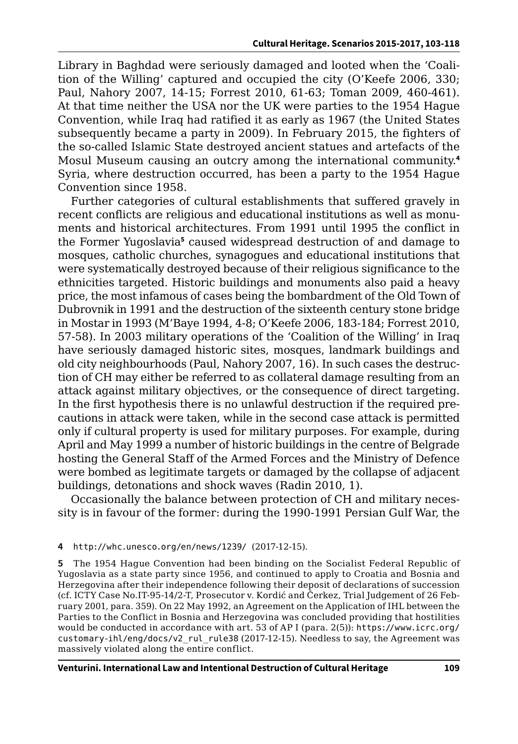Library in Baghdad were seriously damaged and looted when the 'Coalition of the Willing' captured and occupied the city (O'Keefe 2006, 330; Paul, Nahory 2007, 14-15; Forrest 2010, 61-63; Toman 2009, 460-461). At that time neither the USA nor the UK were parties to the 1954 Hague Convention, while Iraq had ratified it as early as 1967 (the United States subsequently became a party in 2009). In February 2015, the fighters of the so-called Islamic State destroyed ancient statues and artefacts of the Mosul Museum causing an outcry among the international community.[4] Syria, where destruction occurred, has been a party to the 1954 Hague Convention since 1958.

Further categories of cultural establishments that suffered gravely in recent conflicts are religious and educational institutions as well as monuments and historical architectures. From 1991 until 1995 the conflict in the Former Yugoslavia[5] caused widespread destruction of and damage to mosques, catholic churches, synagogues and educational institutions that were systematically destroyed because of their religious significance to the ethnicities targeted. Historic buildings and monuments also paid a heavy price, the most infamous of cases being the bombardment of the Old Town of Dubrovnik in 1991 and the destruction of the sixteenth century stone bridge in Mostar in 1993 (M'Baye 1994, 4-8; O'Keefe 2006, 183-184; Forrest 2010, 57-58). In 2003 military operations of the 'Coalition of the Willing' in Iraq have seriously damaged historic sites, mosques, landmark buildings and old city neighbourhoods (Paul, Nahory 2007, 16). In such cases the destruction of CH may either be referred to as collateral damage resulting from an attack against military objectives, or the consequence of direct targeting. In the first hypothesis there is no unlawful destruction if the required precautions in attack were taken, while in the second case attack is permitted only if cultural property is used for military purposes. For example, during April and May 1999 a number of historic buildings in the centre of Belgrade hosting the General Staff of the Armed Forces and the Ministry of Defence were bombed as legitimate targets or damaged by the collapse of adjacent buildings, detonations and shock waves (Radin 2010, 1).

Occasionally the balance between protection of CH and military necessity is in favour of the former: during the 1990-1991 Persian Gulf War, the

**4** http://whc.unesco.org/en/news/1239/ (2017-12-15).

**5** The 1954 Hague Convention had been binding on the Socialist Federal Republic of Yugoslavia as a state party since 1956, and continued to apply to Croatia and Bosnia and Herzegovina after their independence following their deposit of declarations of succession (cf. ICTY Case No.IT-95-14/2-T, Prosecutor v. Kordić and Čerkez, Trial Judgement of 26 February 2001, para. 359). On 22 May 1992, an Agreement on the Application of IHL between the Parties to the Conflict in Bosnia and Herzegovina was concluded providing that hostilities would be conducted in accordance with art. 53 of AP I (para. 2(5)): https://www.icrc.org/customary-ihl/eng/docs/v2_rul_rule38 (2017-12-15). Needless to say, the Agreement was massively violated along the entire conflict.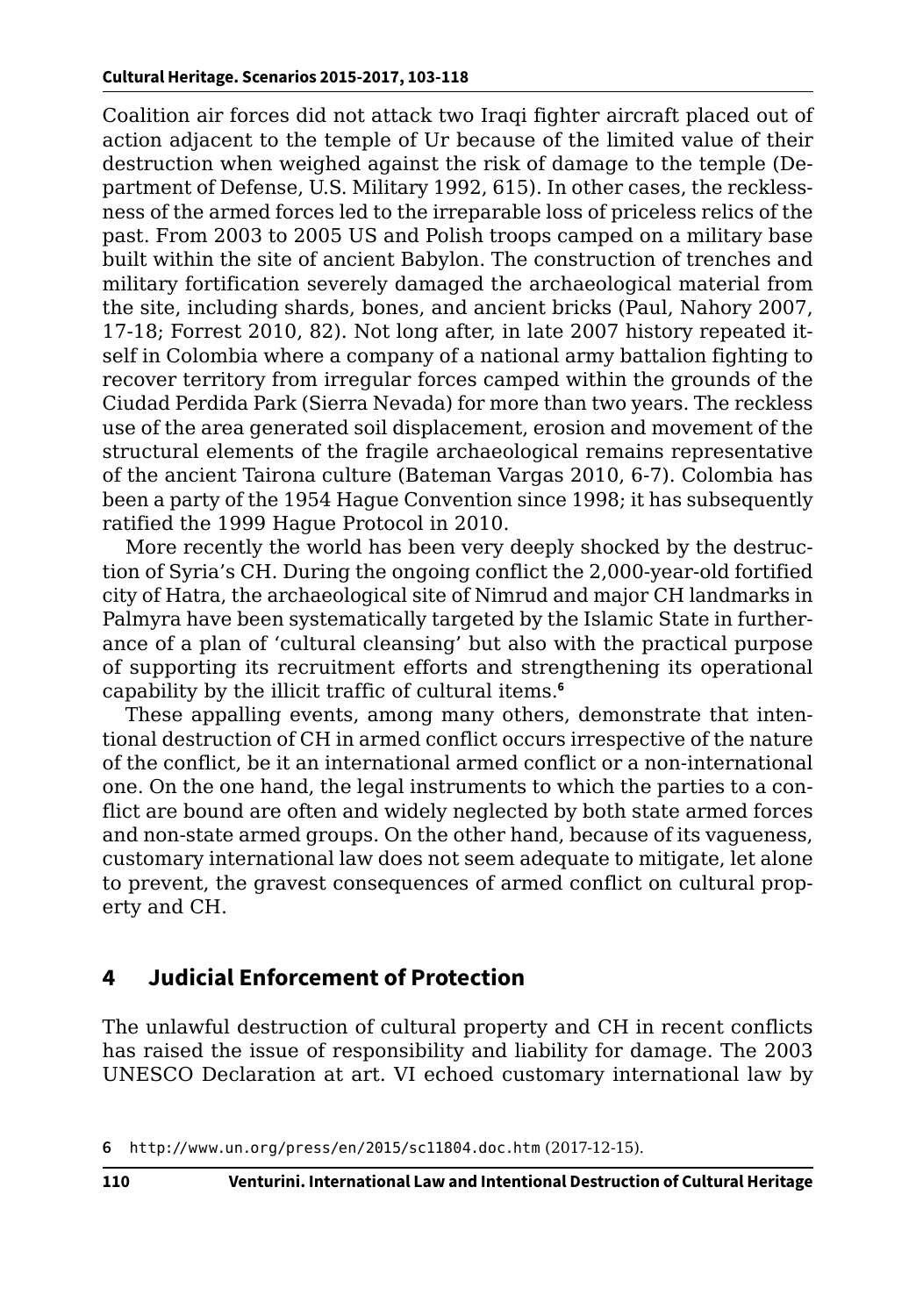Coalition air forces did not attack two Iraqi fighter aircraft placed out of action adjacent to the temple of Ur because of the limited value of their destruction when weighed against the risk of damage to the temple (Department of Defense, U.S. Military 1992, 615). In other cases, the recklessness of the armed forces led to the irreparable loss of priceless relics of the past. From 2003 to 2005 US and Polish troops camped on a military base built within the site of ancient Babylon. The construction of trenches and military fortification severely damaged the archaeological material from the site, including shards, bones, and ancient bricks (Paul, Nahory 2007, 17-18; Forrest 2010, 82). Not long after, in late 2007 history repeated itself in Colombia where a company of a national army battalion fighting to recover territory from irregular forces camped within the grounds of the Ciudad Perdida Park (Sierra Nevada) for more than two years. The reckless use of the area generated soil displacement, erosion and movement of the structural elements of the fragile archaeological remains representative of the ancient Tairona culture (Bateman Vargas 2010, 6-7). Colombia has been a party of the 1954 Hague Convention since 1998; it has subsequently ratified the 1999 Hague Protocol in 2010.

More recently the world has been very deeply shocked by the destruction of Syria's CH. During the ongoing conflict the 2,000-year-old fortified city of Hatra, the archaeological site of Nimrud and major CH landmarks in Palmyra have been systematically targeted by the Islamic State in furtherance of a plan of 'cultural cleansing' but also with the practical purpose of supporting its recruitment efforts and strengthening its operational capability by the illicit traffic of cultural items.[6]

These appalling events, among many others, demonstrate that intentional destruction of CH in armed conflict occurs irrespective of the nature of the conflict, be it an international armed conflict or a non-international one. On the one hand, the legal instruments to which the parties to a conflict are bound are often and widely neglected by both state armed forces and non-state armed groups. On the other hand, because of its vagueness, customary international law does not seem adequate to mitigate, let alone to prevent, the gravest consequences of armed conflict on cultural property and CH.

## 4 Judicial Enforcement of Protection

The unlawful destruction of cultural property and CH in recent conflicts has raised the issue of responsibility and liability for damage. The 2003 UNESCO Declaration at art. VI echoed customary international law by

6 http://www.un.org/press/en/2015/sc11804.doc.htm (2017-12-15).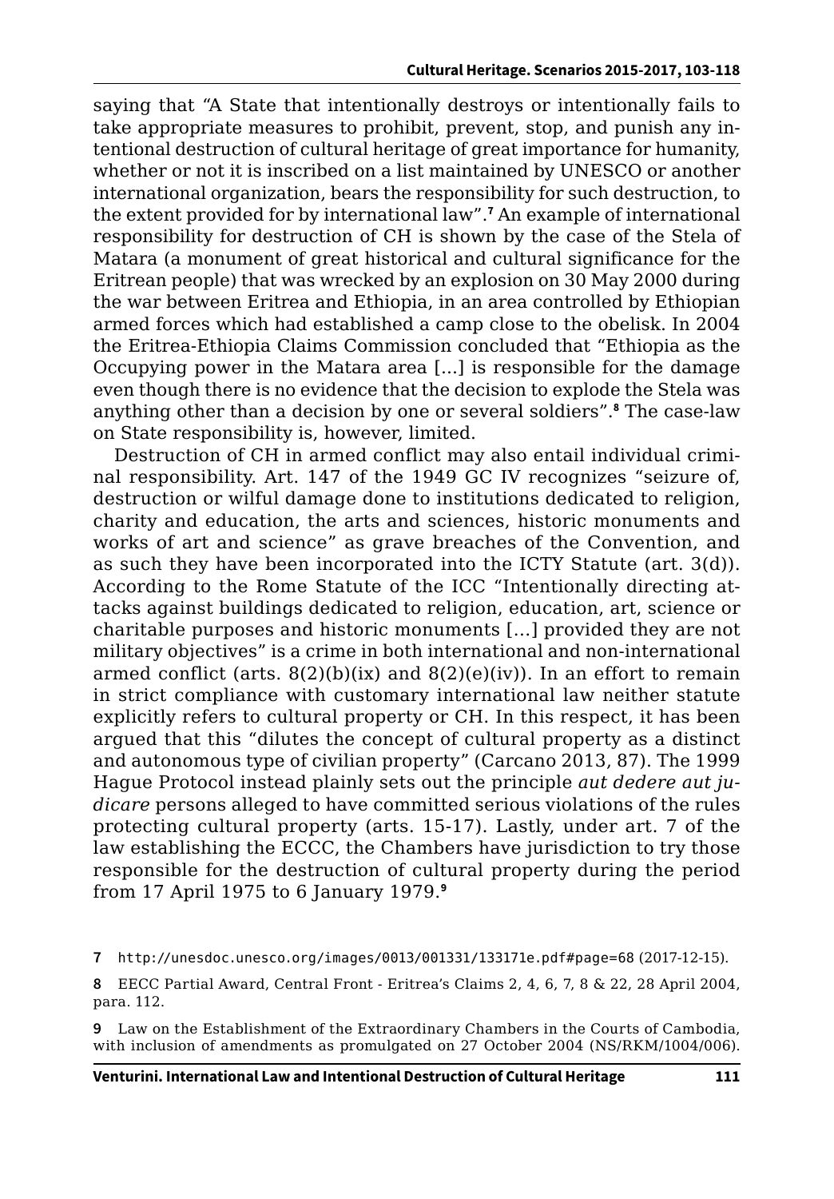saying that "A State that intentionally destroys or intentionally fails to take appropriate measures to prohibit, prevent, stop, and punish any intentional destruction of cultural heritage of great importance for humanity, whether or not it is inscribed on a list maintained by UNESCO or another international organization, bears the responsibility for such destruction, to the extent provided for by international law".[7] An example of international responsibility for destruction of CH is shown by the case of the Stela of Matara (a monument of great historical and cultural significance for the Eritrean people) that was wrecked by an explosion on 30 May 2000 during the war between Eritrea and Ethiopia, in an area controlled by Ethiopian armed forces which had established a camp close to the obelisk. In 2004 the Eritrea-Ethiopia Claims Commission concluded that "Ethiopia as the Occupying power in the Matara area [...] is responsible for the damage even though there is no evidence that the decision to explode the Stela was anything other than a decision by one or several soldiers".[8] The case-law on State responsibility is, however, limited.

Destruction of CH in armed conflict may also entail individual criminal responsibility. Art. 147 of the 1949 GC IV recognizes "seizure of, destruction or wilful damage done to institutions dedicated to religion, charity and education, the arts and sciences, historic monuments and works of art and science" as grave breaches of the Convention, and as such they have been incorporated into the ICTY Statute (art. 3(d)). According to the Rome Statute of the ICC "Intentionally directing attacks against buildings dedicated to religion, education, art, science or charitable purposes and historic monuments [...] provided they are not military objectives" is a crime in both international and non-international armed conflict (arts. 8(2)(b)(ix) and 8(2)(e)(iv)). In an effort to remain in strict compliance with customary international law neither statute explicitly refers to cultural property or CH. In this respect, it has been argued that this "dilutes the concept of cultural property as a distinct and autonomous type of civilian property" (Carcano 2013, 87). The 1999 Hague Protocol instead plainly sets out the principle *aut dedere aut judicare* persons alleged to have committed serious violations of the rules protecting cultural property (arts. 15-17). Lastly, under art. 7 of the law establishing the ECCC, the Chambers have jurisdiction to try those responsible for the destruction of cultural property during the period from 17 April 1975 to 6 January 1979.[9]

7 http://unesdoc.unesco.org/images/0013/001331/133171e.pdf#page=68 (2017-12-15).

8 EECC Partial Award, Central Front - Eritrea's Claims 2, 4, 6, 7, 8 & 22, 28 April 2004, para. 112.

9 Law on the Establishment of the Extraordinary Chambers in the Courts of Cambodia, with inclusion of amendments as promulgated on 27 October 2004 (NS/RKM/1004/006).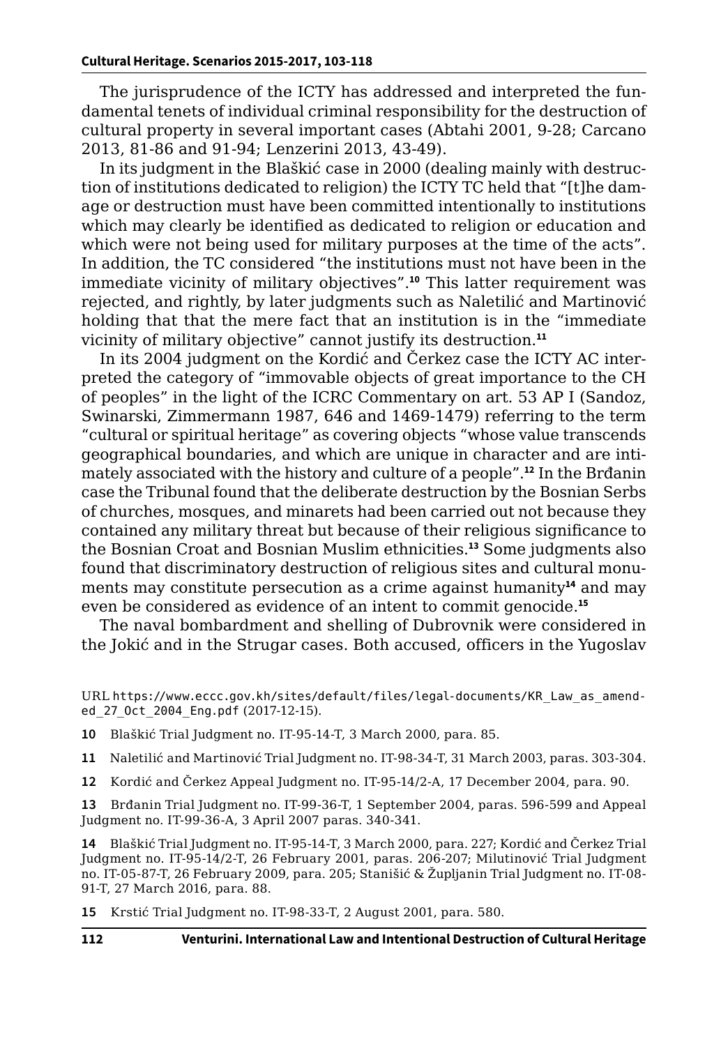The jurisprudence of the ICTY has addressed and interpreted the fundamental tenets of individual criminal responsibility for the destruction of cultural property in several important cases (Abtahi 2001, 9-28; Carcano 2013, 81-86 and 91-94; Lenzerini 2013, 43-49).

In its judgment in the Blaškić case in 2000 (dealing mainly with destruction of institutions dedicated to religion) the ICTY TC held that "[t]he damage or destruction must have been committed intentionally to institutions which may clearly be identified as dedicated to religion or education and which were not being used for military purposes at the time of the acts". In addition, the TC considered "the institutions must not have been in the immediate vicinity of military objectives".[10] This latter requirement was rejected, and rightly, by later judgments such as Naletilić and Martinović holding that that the mere fact that an institution is in the "immediate vicinity of military objective" cannot justify its destruction.[11]

In its 2004 judgment on the Kordić and Čerkez case the ICTY AC interpreted the category of "immovable objects of great importance to the CH of peoples" in the light of the ICRC Commentary on art. 53 AP I (Sandoz, Swinarski, Zimmermann 1987, 646 and 1469-1479) referring to the term "cultural or spiritual heritage" as covering objects "whose value transcends geographical boundaries, and which are unique in character and are intimately associated with the history and culture of a people".[12] In the Brđanin case the Tribunal found that the deliberate destruction by the Bosnian Serbs of churches, mosques, and minarets had been carried out not because they contained any military threat but because of their religious significance to the Bosnian Croat and Bosnian Muslim ethnicities.[13] Some judgments also found that discriminatory destruction of religious sites and cultural monuments may constitute persecution as a crime against humanity[14] and may even be considered as evidence of an intent to commit genocide.[15]

The naval bombardment and shelling of Dubrovnik were considered in the Jokić and in the Strugar cases. Both accused, officers in the Yugoslav

URL https://www.eccc.gov.kh/sites/default/files/legal-documents/KR_Law_as_amended_27_Oct_2004_Eng.pdf (2017-12-15).

10 Blaškić Trial Judgment no. IT-95-14-T, 3 March 2000, para. 85.

11 Naletilić and Martinović Trial Judgment no. IT-98-34-T, 31 March 2003, paras. 303-304.

12 Kordić and Čerkez Appeal Judgment no. IT-95-14/2-A, 17 December 2004, para. 90.

13 Brđanin Trial Judgment no. IT-99-36-T, 1 September 2004, paras. 596-599 and Appeal Judgment no. IT-99-36-A, 3 April 2007 paras. 340-341.

14 Blaškić Trial Judgment no. IT-95-14-T, 3 March 2000, para. 227; Kordić and Čerkez Trial Judgment no. IT-95-14/2-T, 26 February 2001, paras. 206-207; Milutinović Trial Judgment no. IT-05-87-T, 26 February 2009, para. 205; Stanišić & Župljanin Trial Judgment no. IT-08-91-T, 27 March 2016, para. 88.

15 Krstić Trial Judgment no. IT-98-33-T, 2 August 2001, para. 580.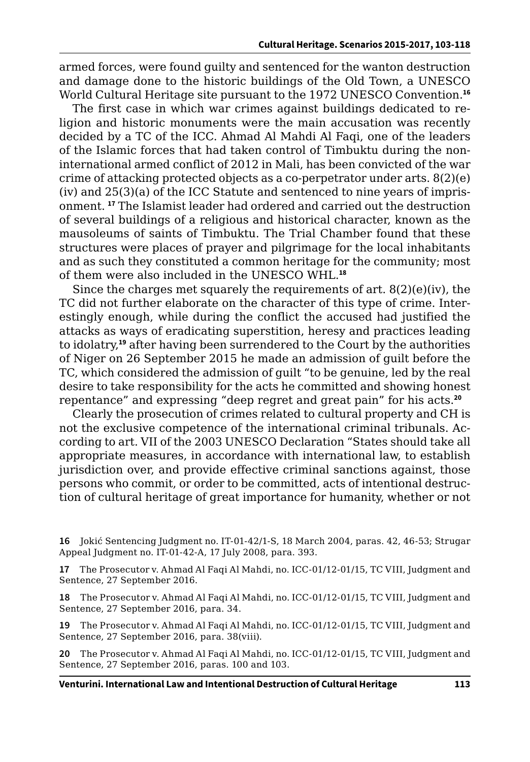armed forces, were found guilty and sentenced for the wanton destruction and damage done to the historic buildings of the Old Town, a UNESCO World Cultural Heritage site pursuant to the 1972 UNESCO Convention.[16]

The first case in which war crimes against buildings dedicated to religion and historic monuments were the main accusation was recently decided by a TC of the ICC. Ahmad Al Mahdi Al Faqi, one of the leaders of the Islamic forces that had taken control of Timbuktu during the non-international armed conflict of 2012 in Mali, has been convicted of the war crime of attacking protected objects as a co-perpetrator under arts. 8(2)(e)(iv) and 25(3)(a) of the ICC Statute and sentenced to nine years of imprisonment. [17] The Islamist leader had ordered and carried out the destruction of several buildings of a religious and historical character, known as the mausoleums of saints of Timbuktu. The Trial Chamber found that these structures were places of prayer and pilgrimage for the local inhabitants and as such they constituted a common heritage for the community; most of them were also included in the UNESCO WHL.[18]

Since the charges met squarely the requirements of art. 8(2)(e)(iv), the TC did not further elaborate on the character of this type of crime. Interestingly enough, while during the conflict the accused had justified the attacks as ways of eradicating superstition, heresy and practices leading to idolatry,[19] after having been surrendered to the Court by the authorities of Niger on 26 September 2015 he made an admission of guilt before the TC, which considered the admission of guilt "to be genuine, led by the real desire to take responsibility for the acts he committed and showing honest repentance" and expressing "deep regret and great pain" for his acts.[20]

Clearly the prosecution of crimes related to cultural property and CH is not the exclusive competence of the international criminal tribunals. According to art. VII of the 2003 UNESCO Declaration "States should take all appropriate measures, in accordance with international law, to establish jurisdiction over, and provide effective criminal sanctions against, those persons who commit, or order to be committed, acts of intentional destruction of cultural heritage of great importance for humanity, whether or not

---

16 Jokić Sentencing Judgment no. IT-01-42/1-S, 18 March 2004, paras. 42, 46-53; Strugar Appeal Judgment no. IT-01-42-A, 17 July 2008, para. 393.

17 The Prosecutor v. Ahmad Al Faqi Al Mahdi, no. ICC-01/12-01/15, TC VIII, Judgment and Sentence, 27 September 2016.

18 The Prosecutor v. Ahmad Al Faqi Al Mahdi, no. ICC-01/12-01/15, TC VIII, Judgment and Sentence, 27 September 2016, para. 34.

19 The Prosecutor v. Ahmad Al Faqi Al Mahdi, no. ICC-01/12-01/15, TC VIII, Judgment and Sentence, 27 September 2016, para. 38(viii).

20 The Prosecutor v. Ahmad Al Faqi Al Mahdi, no. ICC-01/12-01/15, TC VIII, Judgment and Sentence, 27 September 2016, paras. 100 and 103.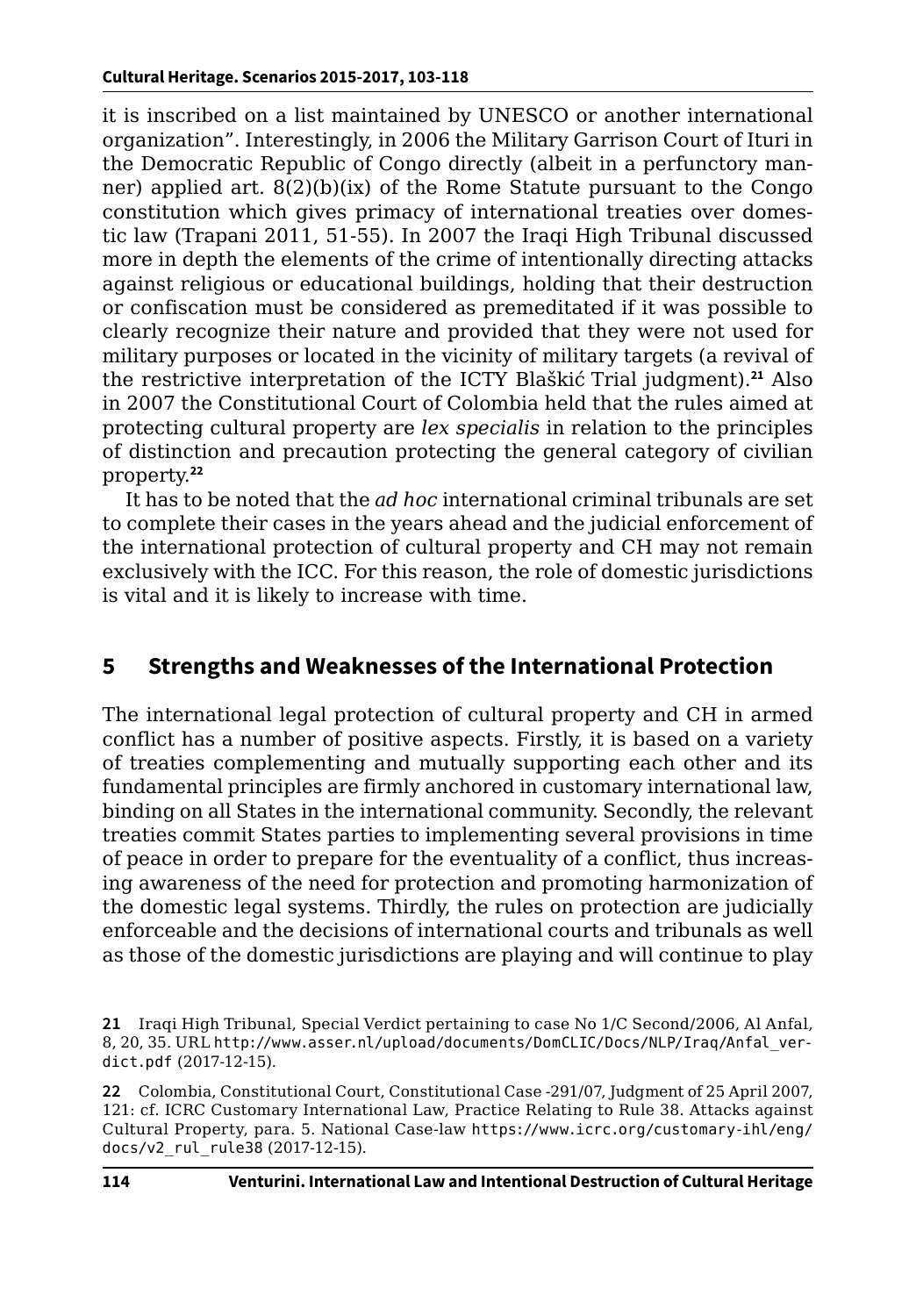it is inscribed on a list maintained by UNESCO or another international organization". Interestingly, in 2006 the Military Garrison Court of Ituri in the Democratic Republic of Congo directly (albeit in a perfunctory manner) applied art. 8(2)(b)(ix) of the Rome Statute pursuant to the Congo constitution which gives primacy of international treaties over domestic law (Trapani 2011, 51-55). In 2007 the Iraqi High Tribunal discussed more in depth the elements of the crime of intentionally directing attacks against religious or educational buildings, holding that their destruction or confiscation must be considered as premeditated if it was possible to clearly recognize their nature and provided that they were not used for military purposes or located in the vicinity of military targets (a revival of the restrictive interpretation of the ICTY Blaškić Trial judgment).[21] Also in 2007 the Constitutional Court of Colombia held that the rules aimed at protecting cultural property are *lex specialis* in relation to the principles of distinction and precaution protecting the general category of civilian property.[22]

It has to be noted that the *ad hoc* international criminal tribunals are set to complete their cases in the years ahead and the judicial enforcement of the international protection of cultural property and CH may not remain exclusively with the ICC. For this reason, the role of domestic jurisdictions is vital and it is likely to increase with time.

## 5 Strengths and Weaknesses of the International Protection

The international legal protection of cultural property and CH in armed conflict has a number of positive aspects. Firstly, it is based on a variety of treaties complementing and mutually supporting each other and its fundamental principles are firmly anchored in customary international law, binding on all States in the international community. Secondly, the relevant treaties commit States parties to implementing several provisions in time of peace in order to prepare for the eventuality of a conflict, thus increasing awareness of the need for protection and promoting harmonization of the domestic legal systems. Thirdly, the rules on protection are judicially enforceable and the decisions of international courts and tribunals as well as those of the domestic jurisdictions are playing and will continue to play

21 Iraqi High Tribunal, Special Verdict pertaining to case No 1/C Second/2006, Al Anfal, 8, 20, 35. URL http://www.asser.nl/upload/documents/DomCLIC/Docs/NLP/Iraq/Anfal_verdict.pdf (2017-12-15).

22 Colombia, Constitutional Court, Constitutional Case -291/07, Judgment of 25 April 2007, 121: cf. ICRC Customary International Law, Practice Relating to Rule 38. Attacks against Cultural Property, para. 5. National Case-law https://www.icrc.org/customary-ihl/eng/docs/v2_rul_rule38 (2017-12-15).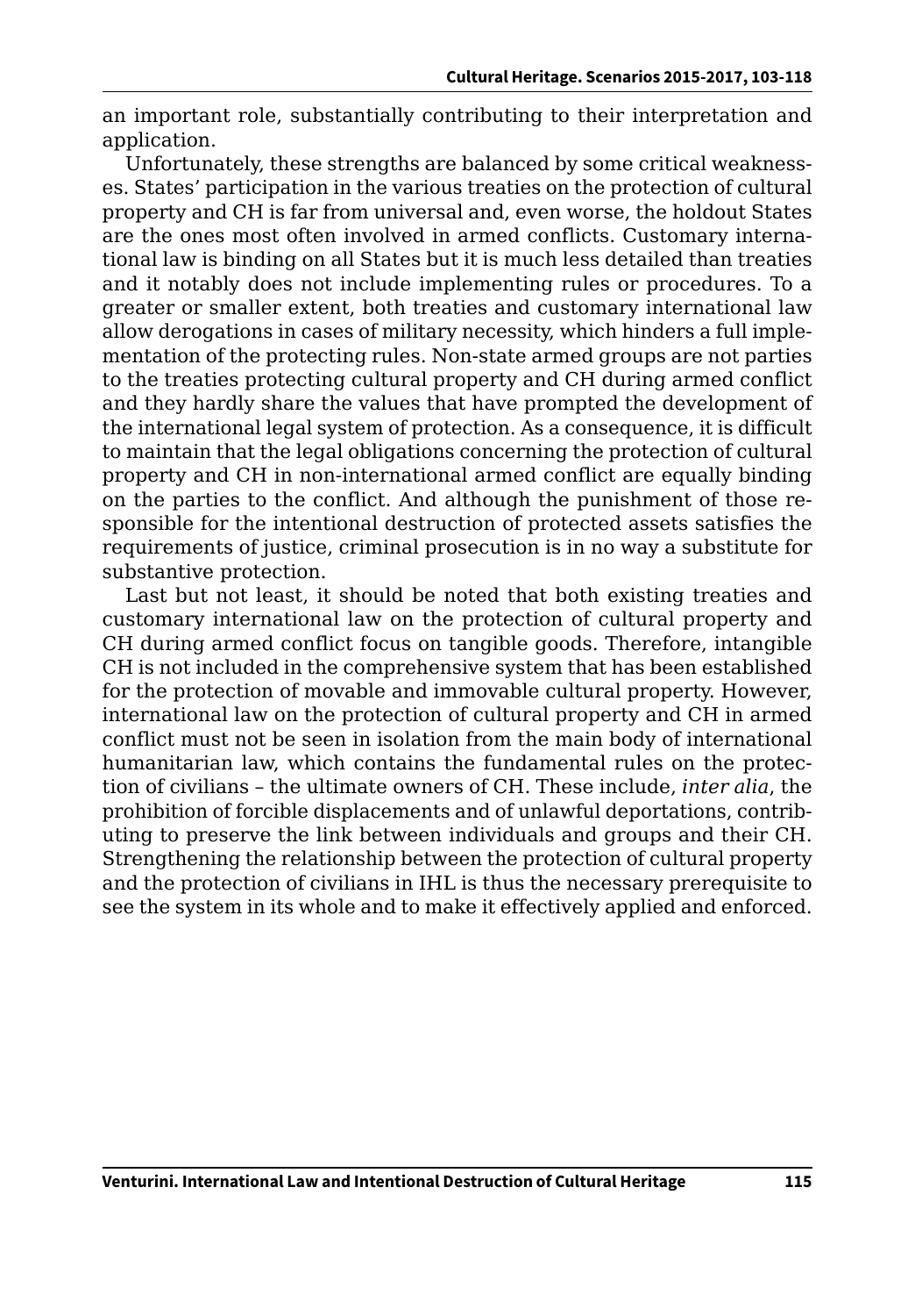an important role, substantially contributing to their interpretation and application.

Unfortunately, these strengths are balanced by some critical weaknesses. States' participation in the various treaties on the protection of cultural property and CH is far from universal and, even worse, the holdout States are the ones most often involved in armed conflicts. Customary international law is binding on all States but it is much less detailed than treaties and it notably does not include implementing rules or procedures. To a greater or smaller extent, both treaties and customary international law allow derogations in cases of military necessity, which hinders a full implementation of the protecting rules. Non-state armed groups are not parties to the treaties protecting cultural property and CH during armed conflict and they hardly share the values that have prompted the development of the international legal system of protection. As a consequence, it is difficult to maintain that the legal obligations concerning the protection of cultural property and CH in non-international armed conflict are equally binding on the parties to the conflict. And although the punishment of those responsible for the intentional destruction of protected assets satisfies the requirements of justice, criminal prosecution is in no way a substitute for substantive protection.

Last but not least, it should be noted that both existing treaties and customary international law on the protection of cultural property and CH during armed conflict focus on tangible goods. Therefore, intangible CH is not included in the comprehensive system that has been established for the protection of movable and immovable cultural property. However, international law on the protection of cultural property and CH in armed conflict must not be seen in isolation from the main body of international humanitarian law, which contains the fundamental rules on the protection of civilians – the ultimate owners of CH. These include, *inter alia*, the prohibition of forcible displacements and of unlawful deportations, contributing to preserve the link between individuals and groups and their CH. Strengthening the relationship between the protection of cultural property and the protection of civilians in IHL is thus the necessary prerequisite to see the system in its whole and to make it effectively applied and enforced.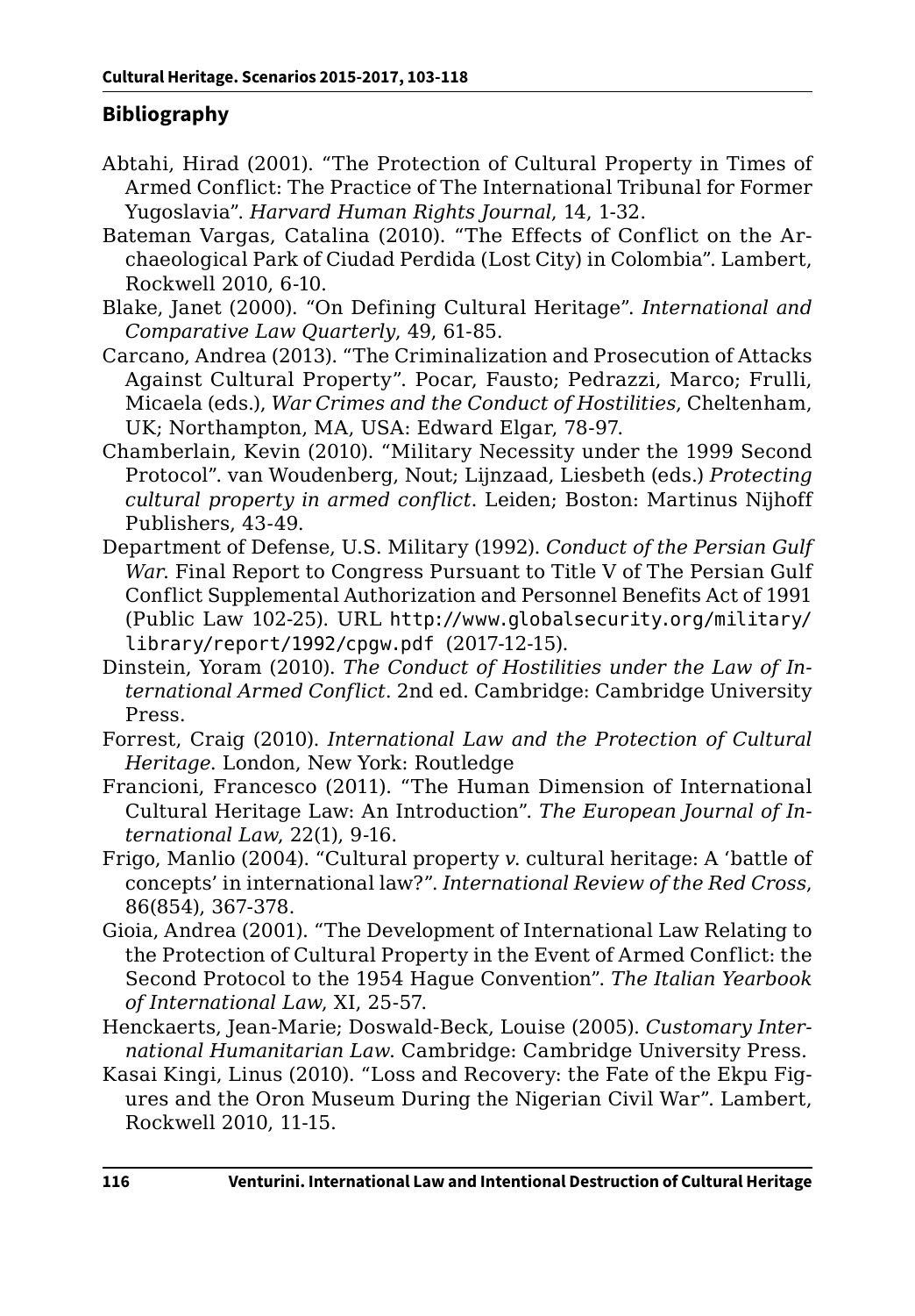## Bibliography

Abtahi, Hirad (2001). "The Protection of Cultural Property in Times of Armed Conflict: The Practice of The International Tribunal for Former Yugoslavia". *Harvard Human Rights Journal*, 14, 1-32.

Bateman Vargas, Catalina (2010). "The Effects of Conflict on the Archaeological Park of Ciudad Perdida (Lost City) in Colombia". Lambert, Rockwell 2010, 6-10.

Blake, Janet (2000). "On Defining Cultural Heritage". *International and Comparative Law Quarterly*, 49, 61-85.

Carcano, Andrea (2013). "The Criminalization and Prosecution of Attacks Against Cultural Property". Pocar, Fausto; Pedrazzi, Marco; Frulli, Micaela (eds.), *War Crimes and the Conduct of Hostilities*, Cheltenham, UK; Northampton, MA, USA: Edward Elgar, 78-97.

Chamberlain, Kevin (2010). "Military Necessity under the 1999 Second Protocol". van Woudenberg, Nout; Lijnzaad, Liesbeth (eds.) *Protecting cultural property in armed conflict*. Leiden; Boston: Martinus Nijhoff Publishers, 43-49.

Department of Defense, U.S. Military (1992). *Conduct of the Persian Gulf War*. Final Report to Congress Pursuant to Title V of The Persian Gulf Conflict Supplemental Authorization and Personnel Benefits Act of 1991 (Public Law 102-25). URL http://www.globalsecurity.org/military/library/report/1992/cpgw.pdf (2017-12-15).

Dinstein, Yoram (2010). *The Conduct of Hostilities under the Law of International Armed Conflict*. 2nd ed. Cambridge: Cambridge University Press.

Forrest, Craig (2010). *International Law and the Protection of Cultural Heritage*. London, New York: Routledge

Francioni, Francesco (2011). "The Human Dimension of International Cultural Heritage Law: An Introduction". *The European Journal of International Law*, 22(1), 9-16.

Frigo, Manlio (2004). "Cultural property *v*. cultural heritage: A 'battle of concepts' in international law?". *International Review of the Red Cross*, 86(854), 367-378.

Gioia, Andrea (2001). "The Development of International Law Relating to the Protection of Cultural Property in the Event of Armed Conflict: the Second Protocol to the 1954 Hague Convention". *The Italian Yearbook of International Law*, XI, 25-57.

Henckaerts, Jean-Marie; Doswald-Beck, Louise (2005). *Customary International Humanitarian Law*. Cambridge: Cambridge University Press.

Kasai Kingi, Linus (2010). "Loss and Recovery: the Fate of the Ekpu Figures and the Oron Museum During the Nigerian Civil War". Lambert, Rockwell 2010, 11-15.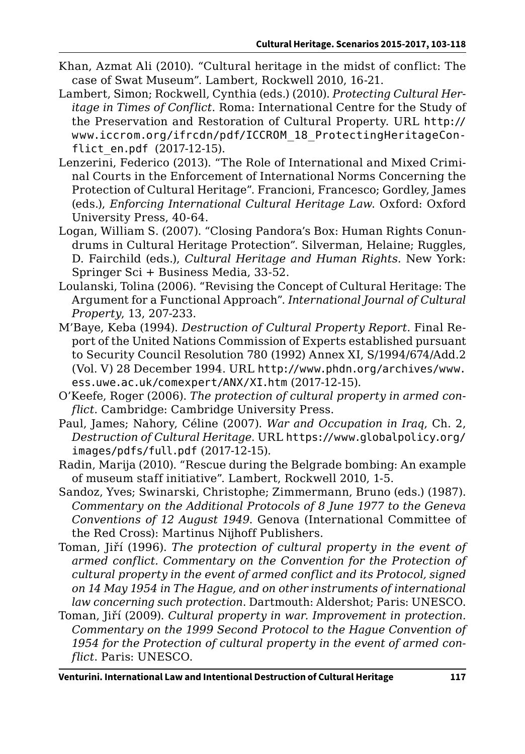Khan, Azmat Ali (2010). "Cultural heritage in the midst of conflict: The case of Swat Museum". Lambert, Rockwell 2010, 16-21.

Lambert, Simon; Rockwell, Cynthia (eds.) (2010). *Protecting Cultural Heritage in Times of Conflict*. Roma: International Centre for the Study of the Preservation and Restoration of Cultural Property. URL http://www.iccrom.org/ifrcdn/pdf/ICCROM_18_ProtectingHeritageConflict_en.pdf (2017-12-15).

Lenzerini, Federico (2013). "The Role of International and Mixed Criminal Courts in the Enforcement of International Norms Concerning the Protection of Cultural Heritage". Francioni, Francesco; Gordley, James (eds.), *Enforcing International Cultural Heritage Law*. Oxford: Oxford University Press, 40-64.

Logan, William S. (2007). "Closing Pandora's Box: Human Rights Conundrums in Cultural Heritage Protection". Silverman, Helaine; Ruggles, D. Fairchild (eds.), *Cultural Heritage and Human Rights*. New York: Springer Sci + Business Media, 33-52.

Loulanski, Tolina (2006). "Revising the Concept of Cultural Heritage: The Argument for a Functional Approach". *International Journal of Cultural Property*, 13, 207-233.

M'Baye, Keba (1994). *Destruction of Cultural Property Report*. Final Report of the United Nations Commission of Experts established pursuant to Security Council Resolution 780 (1992) Annex XI, S/1994/674/Add.2 (Vol. V) 28 December 1994. URL http://www.phdn.org/archives/www.ess.uwe.ac.uk/comexpert/ANX/XI.htm (2017-12-15).

O'Keefe, Roger (2006). *The protection of cultural property in armed conflict*. Cambridge: Cambridge University Press.

Paul, James; Nahory, Céline (2007). *War and Occupation in Iraq*, Ch. 2, *Destruction of Cultural Heritage*. URL https://www.globalpolicy.org/images/pdfs/full.pdf (2017-12-15).

Radin, Marija (2010). "Rescue during the Belgrade bombing: An example of museum staff initiative". Lambert, Rockwell 2010, 1-5.

Sandoz, Yves; Swinarski, Christophe; Zimmermann, Bruno (eds.) (1987). *Commentary on the Additional Protocols of 8 June 1977 to the Geneva Conventions of 12 August 1949*. Genova (International Committee of the Red Cross): Martinus Nijhoff Publishers.

Toman, Jiří (1996). *The protection of cultural property in the event of armed conflict. Commentary on the Convention for the Protection of cultural property in the event of armed conflict and its Protocol, signed on 14 May 1954 in The Hague, and on other instruments of international law concerning such protection*. Dartmouth: Aldershot; Paris: UNESCO.

Toman, Jiří (2009). *Cultural property in war. Improvement in protection. Commentary on the 1999 Second Protocol to the Hague Convention of 1954 for the Protection of cultural property in the event of armed conflict*. Paris: UNESCO.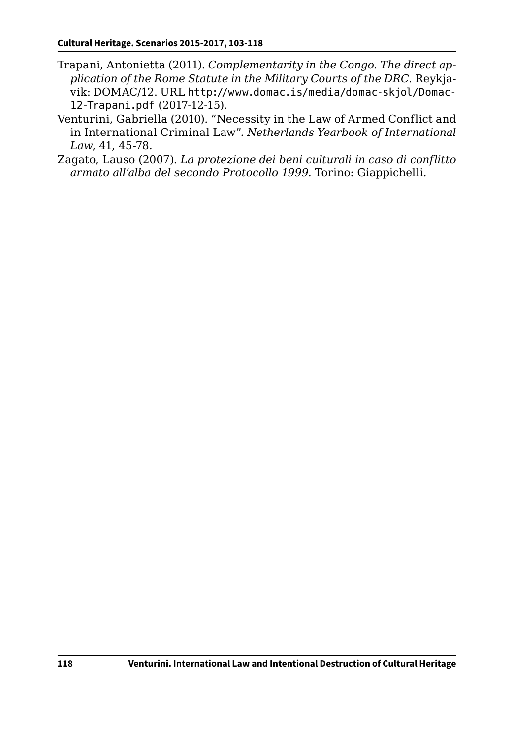Trapani, Antonietta (2011). *Complementarity in the Congo. The direct application of the Rome Statute in the Military Courts of the DRC*. Reykjavik: DOMAC/12. URL http://www.domac.is/media/domac-skjol/Domac-12-Trapani.pdf (2017-12-15).

Venturini, Gabriella (2010). "Necessity in the Law of Armed Conflict and in International Criminal Law". *Netherlands Yearbook of International Law*, 41, 45-78.

Zagato, Lauso (2007). *La protezione dei beni culturali in caso di conflitto armato all'alba del secondo Protocollo 1999*. Torino: Giappichelli.